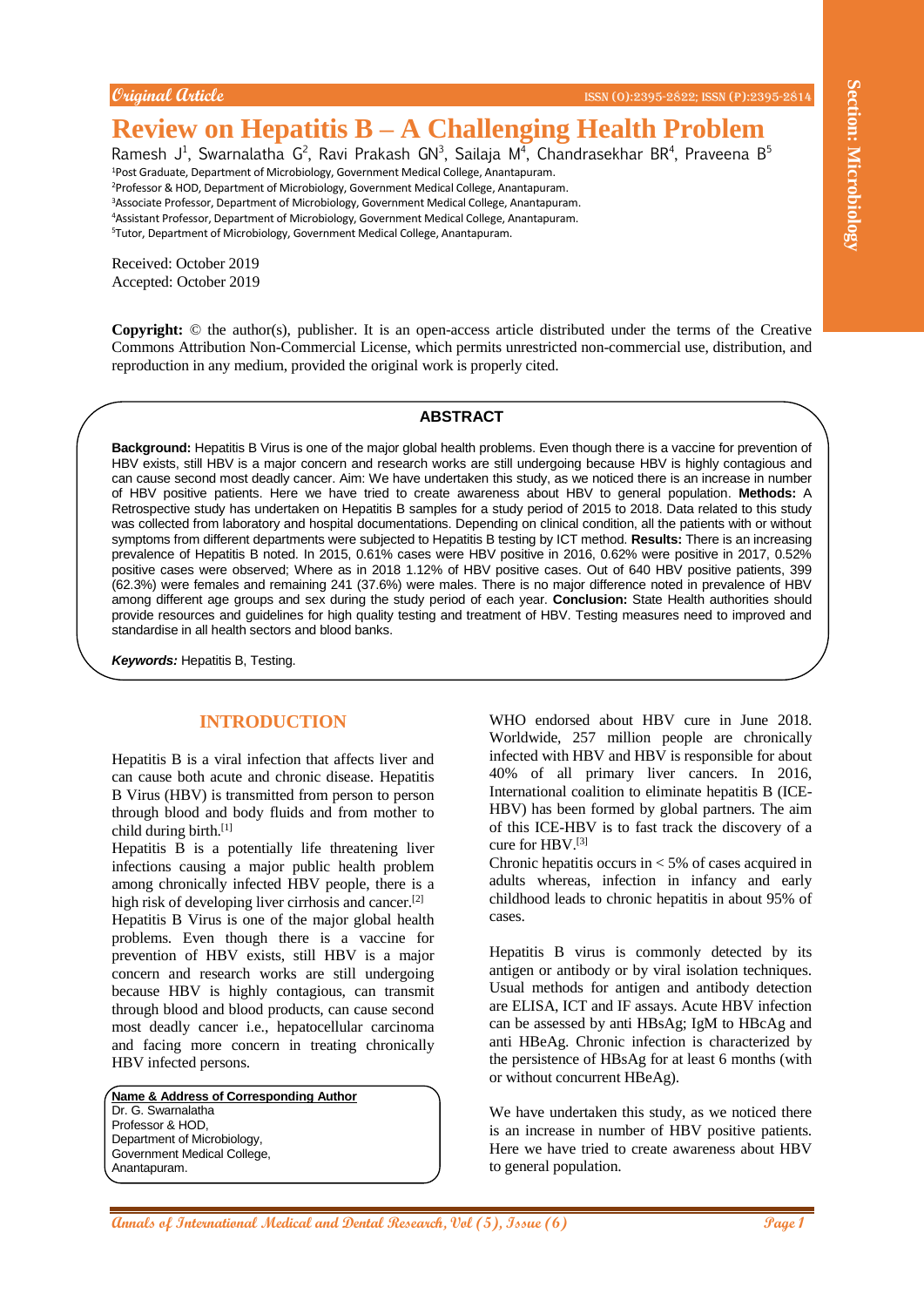Original Article

ISSN (O):2395-2822; ISSN (P):2395-2814

# Review on Hepatitis B – A Challenging Health Problem

Ramesh J[1], Swarnalatha G[2], Ravi Prakash GN[3], Sailaja M[4], Chandrasekhar BR[4], Praveena B[5]

[1]Post Graduate, Department of Microbiology, Government Medical College, Anantapuram.
[2]Professor & HOD, Department of Microbiology, Government Medical College, Anantapuram.
[3]Associate Professor, Department of Microbiology, Government Medical College, Anantapuram.
[4]Assistant Professor, Department of Microbiology, Government Medical College, Anantapuram.
[5]Tutor, Department of Microbiology, Government Medical College, Anantapuram.

Received: October 2019
Accepted: October 2019

**Copyright:** © the author(s), publisher. It is an open-access article distributed under the terms of the Creative Commons Attribution Non-Commercial License, which permits unrestricted non-commercial use, distribution, and reproduction in any medium, provided the original work is properly cited.

## ABSTRACT

**Background:** Hepatitis B Virus is one of the major global health problems. Even though there is a vaccine for prevention of HBV exists, still HBV is a major concern and research works are still undergoing because HBV is highly contagious and can cause second most deadly cancer. Aim: We have undertaken this study, as we noticed there is an increase in number of HBV positive patients. Here we have tried to create awareness about HBV to general population. **Methods:** A Retrospective study has undertaken on Hepatitis B samples for a study period of 2015 to 2018. Data related to this study was collected from laboratory and hospital documentations. Depending on clinical condition, all the patients with or without symptoms from different departments were subjected to Hepatitis B testing by ICT method. **Results:** There is an increasing prevalence of Hepatitis B noted. In 2015, 0.61% cases were HBV positive in 2016, 0.62% were positive in 2017, 0.52% positive cases were observed; Where as in 2018 1.12% of HBV positive cases. Out of 640 HBV positive patients, 399 (62.3%) were females and remaining 241 (37.6%) were males. There is no major difference noted in prevalence of HBV among different age groups and sex during the study period of each year. **Conclusion:** State Health authorities should provide resources and guidelines for high quality testing and treatment of HBV. Testing measures need to improved and standardise in all health sectors and blood banks.

***Keywords:*** Hepatitis B, Testing.

## INTRODUCTION

Hepatitis B is a viral infection that affects liver and can cause both acute and chronic disease. Hepatitis B Virus (HBV) is transmitted from person to person through blood and body fluids and from mother to child during birth.[1]

Hepatitis B is a potentially life threatening liver infections causing a major public health problem among chronically infected HBV people, there is a high risk of developing liver cirrhosis and cancer.[2]

Hepatitis B Virus is one of the major global health problems. Even though there is a vaccine for prevention of HBV exists, still HBV is a major concern and research works are still undergoing because HBV is highly contagious, can transmit through blood and blood products, can cause second most deadly cancer i.e., hepatocellular carcinoma and facing more concern in treating chronically HBV infected persons.

**Name & Address of Corresponding Author**
Dr. G. Swarnalatha
Professor & HOD,
Department of Microbiology,
Government Medical College,
Anantapuram.

WHO endorsed about HBV cure in June 2018. Worldwide, 257 million people are chronically infected with HBV and HBV is responsible for about 40% of all primary liver cancers. In 2016, International coalition to eliminate hepatitis B (ICE-HBV) has been formed by global partners. The aim of this ICE-HBV is to fast track the discovery of a cure for HBV.[3]

Chronic hepatitis occurs in < 5% of cases acquired in adults whereas, infection in infancy and early childhood leads to chronic hepatitis in about 95% of cases.

Hepatitis B virus is commonly detected by its antigen or antibody or by viral isolation techniques. Usual methods for antigen and antibody detection are ELISA, ICT and IF assays. Acute HBV infection can be assessed by anti HBsAg; IgM to HBcAg and anti HBeAg. Chronic infection is characterized by the persistence of HBsAg for at least 6 months (with or without concurrent HBeAg).

We have undertaken this study, as we noticed there is an increase in number of HBV positive patients. Here we have tried to create awareness about HBV to general population.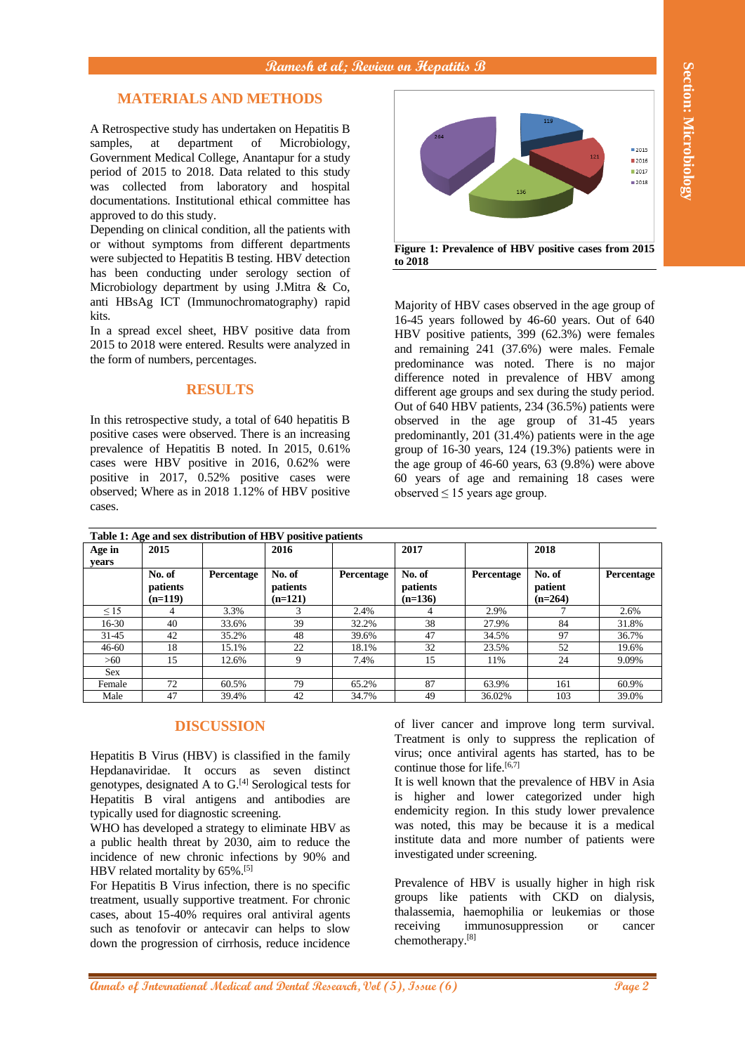## MATERIALS AND METHODS

A Retrospective study has undertaken on Hepatitis B samples, at department of Microbiology, Government Medical College, Anantapur for a study period of 2015 to 2018. Data related to this study was collected from laboratory and hospital documentations. Institutional ethical committee has approved to do this study.

Depending on clinical condition, all the patients with or without symptoms from different departments were subjected to Hepatitis B testing. HBV detection has been conducting under serology section of Microbiology department by using J.Mitra & Co, anti HBsAg ICT (Immunochromatography) rapid kits.

In a spread excel sheet, HBV positive data from 2015 to 2018 were entered. Results were analyzed in the form of numbers, percentages.

## RESULTS

In this retrospective study, a total of 640 hepatitis B positive cases were observed. There is an increasing prevalence of Hepatitis B noted. In 2015, 0.61% cases were HBV positive in 2016, 0.62% were positive in 2017, 0.52% positive cases were observed; Where as in 2018 1.12% of HBV positive cases.

**Figure 1: Prevalence of HBV positive cases from 2015 to 2018**

Majority of HBV cases observed in the age group of 16-45 years followed by 46-60 years. Out of 640 HBV positive patients, 399 (62.3%) were females and remaining 241 (37.6%) were males. Female predominance was noted. There is no major difference noted in prevalence of HBV among different age groups and sex during the study period. Out of 640 HBV patients, 234 (36.5%) patients were observed in the age group of 31-45 years predominantly, 201 (31.4%) patients were in the age group of 16-30 years, 124 (19.3%) patients were in the age group of 46-60 years, 63 (9.8%) were above 60 years of age and remaining 18 cases were observed ≤ 15 years age group.

**Table 1: Age and sex distribution of HBV positive patients**

| Age in years | 2015 | | 2016 | | 2017 | | 2018 | |
|---|---|---|---|---|---|---|---|---|
| | No. of patients (n=119) | Percentage | No. of patients (n=121) | Percentage | No. of patients (n=136) | Percentage | No. of patient (n=264) | Percentage |
| ≤ 15 | 4 | 3.3% | 3 | 2.4% | 4 | 2.9% | 7 | 2.6% |
| 16-30 | 40 | 33.6% | 39 | 32.2% | 38 | 27.9% | 84 | 31.8% |
| 31-45 | 42 | 35.2% | 48 | 39.6% | 47 | 34.5% | 97 | 36.7% |
| 46-60 | 18 | 15.1% | 22 | 18.1% | 32 | 23.5% | 52 | 19.6% |
| >60 | 15 | 12.6% | 9 | 7.4% | 15 | 11% | 24 | 9.09% |
| Sex | | | | | | | | |
| Female | 72 | 60.5% | 79 | 65.2% | 87 | 63.9% | 161 | 60.9% |
| Male | 47 | 39.4% | 42 | 34.7% | 49 | 36.02% | 103 | 39.0% |

## DISCUSSION

Hepatitis B Virus (HBV) is classified in the family Hepdanaviridae. It occurs as seven distinct genotypes, designated A to G.[4] Serological tests for Hepatitis B viral antigens and antibodies are typically used for diagnostic screening.

WHO has developed a strategy to eliminate HBV as a public health threat by 2030, aim to reduce the incidence of new chronic infections by 90% and HBV related mortality by 65%.[5]

For Hepatitis B Virus infection, there is no specific treatment, usually supportive treatment. For chronic cases, about 15-40% requires oral antiviral agents such as tenofovir or antecavir can helps to slow down the progression of cirrhosis, reduce incidence of liver cancer and improve long term survival. Treatment is only to suppress the replication of virus; once antiviral agents has started, has to be continue those for life.[6,7]

It is well known that the prevalence of HBV in Asia is higher and lower categorized under high endemicity region. In this study lower prevalence was noted, this may be because it is a medical institute data and more number of patients were investigated under screening.

Prevalence of HBV is usually higher in high risk groups like patients with CKD on dialysis, thalassemia, haemophilia or leukemias or those receiving immunosuppression or cancer chemotherapy.[8]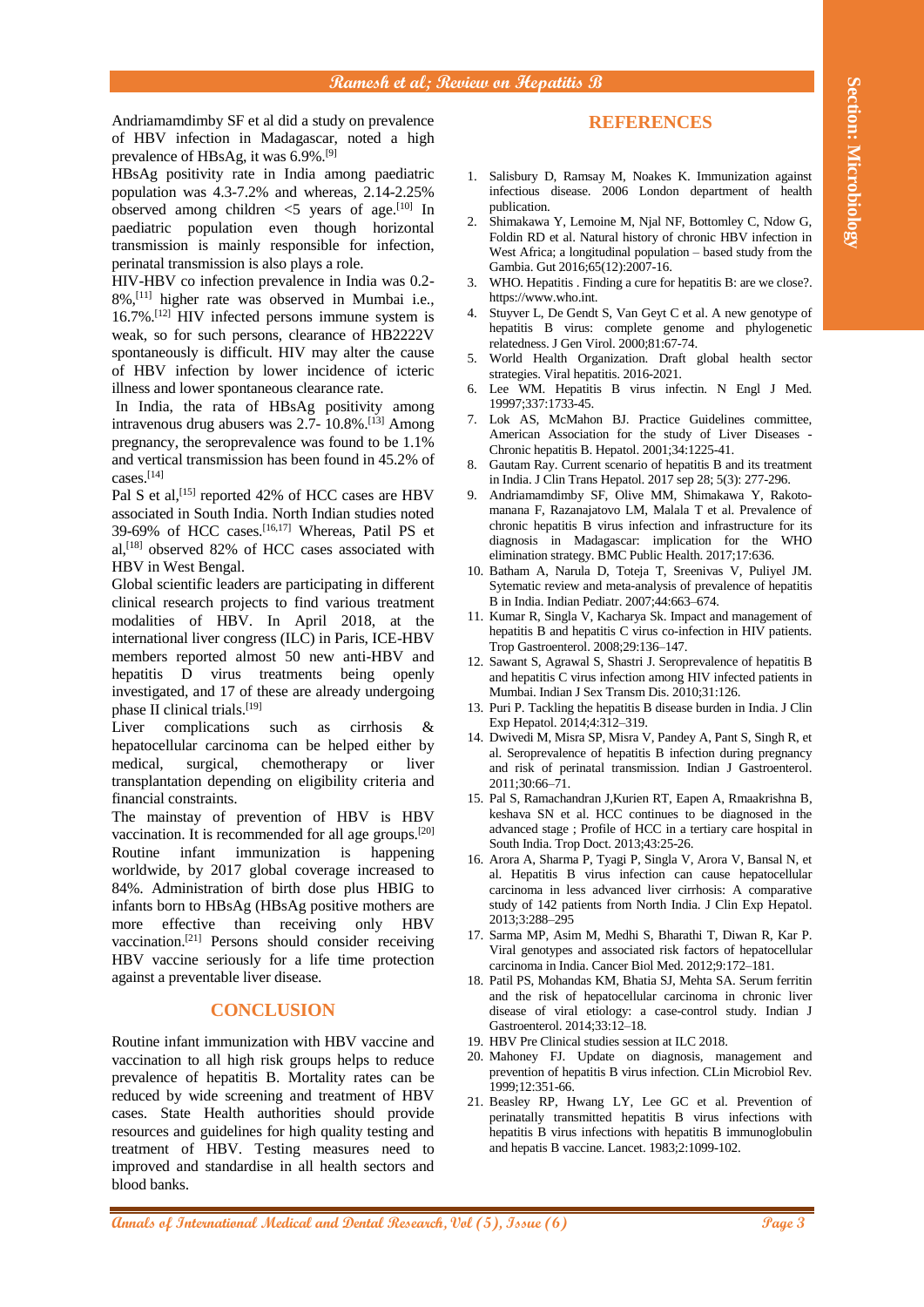Andriamamdimby SF et al did a study on prevalence of HBV infection in Madagascar, noted a high prevalence of HBsAg, it was 6.9%.[9]

HBsAg positivity rate in India among paediatric population was 4.3-7.2% and whereas, 2.14-2.25% observed among children <5 years of age.[10] In paediatric population even though horizontal transmission is mainly responsible for infection, perinatal transmission is also plays a role.

HIV-HBV co infection prevalence in India was 0.2-8%,[11] higher rate was observed in Mumbai i.e., 16.7%.[12] HIV infected persons immune system is weak, so for such persons, clearance of HB2222V spontaneously is difficult. HIV may alter the cause of HBV infection by lower incidence of icteric illness and lower spontaneous clearance rate.

In India, the rata of HBsAg positivity among intravenous drug abusers was 2.7- 10.8%.[13] Among pregnancy, the seroprevalence was found to be 1.1% and vertical transmission has been found in 45.2% of cases.[14]

Pal S et al,[15] reported 42% of HCC cases are HBV associated in South India. North Indian studies noted 39-69% of HCC cases.[16,17] Whereas, Patil PS et al,[18] observed 82% of HCC cases associated with HBV in West Bengal.

Global scientific leaders are participating in different clinical research projects to find various treatment modalities of HBV. In April 2018, at the international liver congress (ILC) in Paris, ICE-HBV members reported almost 50 new anti-HBV and hepatitis D virus treatments being openly investigated, and 17 of these are already undergoing phase II clinical trials.[19]

Liver complications such as cirrhosis & hepatocellular carcinoma can be helped either by medical, surgical, chemotherapy or liver transplantation depending on eligibility criteria and financial constraints.

The mainstay of prevention of HBV is HBV vaccination. It is recommended for all age groups.[20] Routine infant immunization is happening worldwide, by 2017 global coverage increased to 84%. Administration of birth dose plus HBIG to infants born to HBsAg (HBsAg positive mothers are more effective than receiving only HBV vaccination.[21] Persons should consider receiving HBV vaccine seriously for a life time protection against a preventable liver disease.

## CONCLUSION

Routine infant immunization with HBV vaccine and vaccination to all high risk groups helps to reduce prevalence of hepatitis B. Mortality rates can be reduced by wide screening and treatment of HBV cases. State Health authorities should provide resources and guidelines for high quality testing and treatment of HBV. Testing measures need to improved and standardise in all health sectors and blood banks.

## REFERENCES

1. Salisbury D, Ramsay M, Noakes K. Immunization against infectious disease. 2006 London department of health publication.
2. Shimakawa Y, Lemoine M, Njal NF, Bottomley C, Ndow G, Foldin RD et al. Natural history of chronic HBV infection in West Africa; a longitudinal population – based study from the Gambia. Gut 2016;65(12):2007-16.
3. WHO. Hepatitis . Finding a cure for hepatitis B: are we close?. https://www.who.int.
4. Stuyver L, De Gendt S, Van Geyt C et al. A new genotype of hepatitis B virus: complete genome and phylogenetic relatedness. J Gen Virol. 2000;81:67-74.
5. World Health Organization. Draft global health sector strategies. Viral hepatitis. 2016-2021.
6. Lee WM. Hepatitis B virus infectin. N Engl J Med. 19997;337:1733-45.
7. Lok AS, McMahon BJ. Practice Guidelines committee, American Association for the study of Liver Diseases - Chronic hepatitis B. Hepatol. 2001;34:1225-41.
8. Gautam Ray. Current scenario of hepatitis B and its treatment in India. J Clin Trans Hepatol. 2017 sep 28; 5(3): 277-296.
9. Andriamamdimby SF, Olive MM, Shimakawa Y, Rakoto-manana F, Razanajatovo LM, Malala T et al. Prevalence of chronic hepatitis B virus infection and infrastructure for its diagnosis in Madagascar: implication for the WHO elimination strategy. BMC Public Health. 2017;17:636.
10. Batham A, Narula D, Toteja T, Sreenivas V, Puliyel JM. Sytematic review and meta-analysis of prevalence of hepatitis B in India. Indian Pediatr. 2007;44:663–674.
11. Kumar R, Singla V, Kacharya Sk. Impact and management of hepatitis B and hepatitis C virus co-infection in HIV patients. Trop Gastroenterol. 2008;29:136–147.
12. Sawant S, Agrawal S, Shastri J. Seroprevalence of hepatitis B and hepatitis C virus infection among HIV infected patients in Mumbai. Indian J Sex Transm Dis. 2010;31:126.
13. Puri P. Tackling the hepatitis B disease burden in India. J Clin Exp Hepatol. 2014;4:312–319.
14. Dwivedi M, Misra SP, Misra V, Pandey A, Pant S, Singh R, et al. Seroprevalence of hepatitis B infection during pregnancy and risk of perinatal transmission. Indian J Gastroenterol. 2011;30:66–71.
15. Pal S, Ramachandran J,Kurien RT, Eapen A, Rmaakrishna B, keshava SN et al. HCC continues to be diagnosed in the advanced stage ; Profile of HCC in a tertiary care hospital in South India. Trop Doct. 2013;43:25-26.
16. Arora A, Sharma P, Tyagi P, Singla V, Arora V, Bansal N, et al. Hepatitis B virus infection can cause hepatocellular carcinoma in less advanced liver cirrhosis: A comparative study of 142 patients from North India. J Clin Exp Hepatol. 2013;3:288–295
17. Sarma MP, Asim M, Medhi S, Bharathi T, Diwan R, Kar P. Viral genotypes and associated risk factors of hepatocellular carcinoma in India. Cancer Biol Med. 2012;9:172–181.
18. Patil PS, Mohandas KM, Bhatia SJ, Mehta SA. Serum ferritin and the risk of hepatocellular carcinoma in chronic liver disease of viral etiology: a case-control study. Indian J Gastroenterol. 2014;33:12–18.
19. HBV Pre Clinical studies session at ILC 2018.
20. Mahoney FJ. Update on diagnosis, management and prevention of hepatitis B virus infection. CLin Microbiol Rev. 1999;12:351-66.
21. Beasley RP, Hwang LY, Lee GC et al. Prevention of perinatally transmitted hepatitis B virus infections with hepatitis B virus infections with hepatitis B immunoglobulin and hepatis B vaccine. Lancet. 1983;2:1099-102.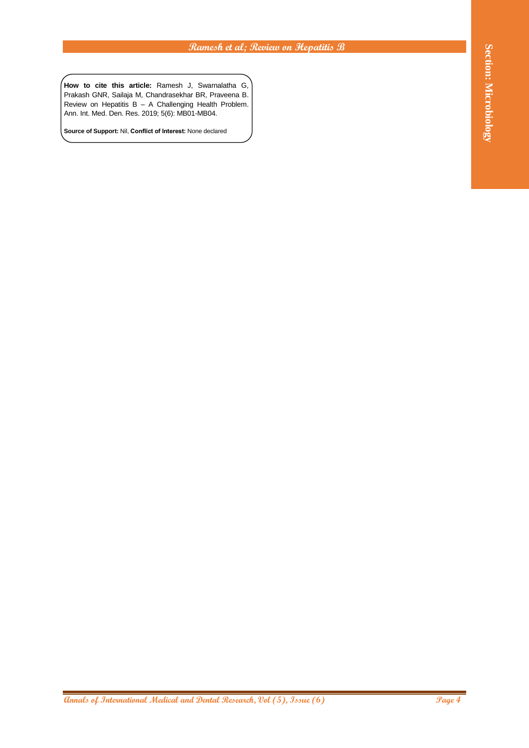**How to cite this article:** Ramesh J, Swarnalatha G, Prakash GNR, Sailaja M, Chandrasekhar BR, Praveena B. Review on Hepatitis B – A Challenging Health Problem. Ann. Int. Med. Den. Res. 2019; 5(6): MB01-MB04.

**Source of Support:** Nil, **Conflict of Interest:** None declared